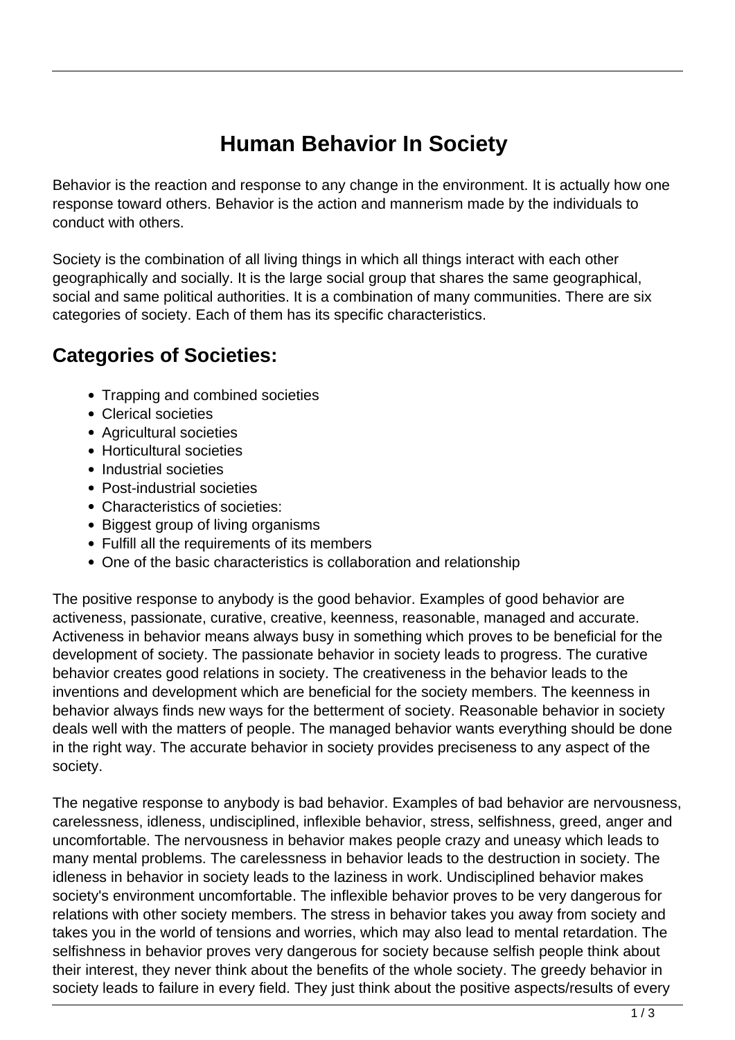# Human Behavior In Society

Behavior is the reaction and response to any change in the environment. It is actually how one response toward others. Behavior is the action and mannerism made by the individuals to conduct with others.

Society is the combination of all living things in which all things interact with each other geographically and socially. It is the large social group that shares the same geographical, social and same political authorities. It is a combination of many communities. There are six categories of society. Each of them has its specific characteristics.

## Categories of Societies:

- Trapping and combined societies
- Clerical societies
- Agricultural societies
- Horticultural societies
- Industrial societies
- Post-industrial societies
- Characteristics of societies:
- Biggest group of living organisms
- Fulfill all the requirements of its members
- One of the basic characteristics is collaboration and relationship

The positive response to anybody is the good behavior. Examples of good behavior are activeness, passionate, curative, creative, keenness, reasonable, managed and accurate. Activeness in behavior means always busy in something which proves to be beneficial for the development of society. The passionate behavior in society leads to progress. The curative behavior creates good relations in society. The creativeness in the behavior leads to the inventions and development which are beneficial for the society members. The keenness in behavior always finds new ways for the betterment of society. Reasonable behavior in society deals well with the matters of people. The managed behavior wants everything should be done in the right way. The accurate behavior in society provides preciseness to any aspect of the society.

The negative response to anybody is bad behavior. Examples of bad behavior are nervousness, carelessness, idleness, undisciplined, inflexible behavior, stress, selfishness, greed, anger and uncomfortable. The nervousness in behavior makes people crazy and uneasy which leads to many mental problems. The carelessness in behavior leads to the destruction in society. The idleness in behavior in society leads to the laziness in work. Undisciplined behavior makes society's environment uncomfortable. The inflexible behavior proves to be very dangerous for relations with other society members. The stress in behavior takes you away from society and takes you in the world of tensions and worries, which may also lead to mental retardation. The selfishness in behavior proves very dangerous for society because selfish people think about their interest, they never think about the benefits of the whole society. The greedy behavior in society leads to failure in every field. They just think about the positive aspects/results of every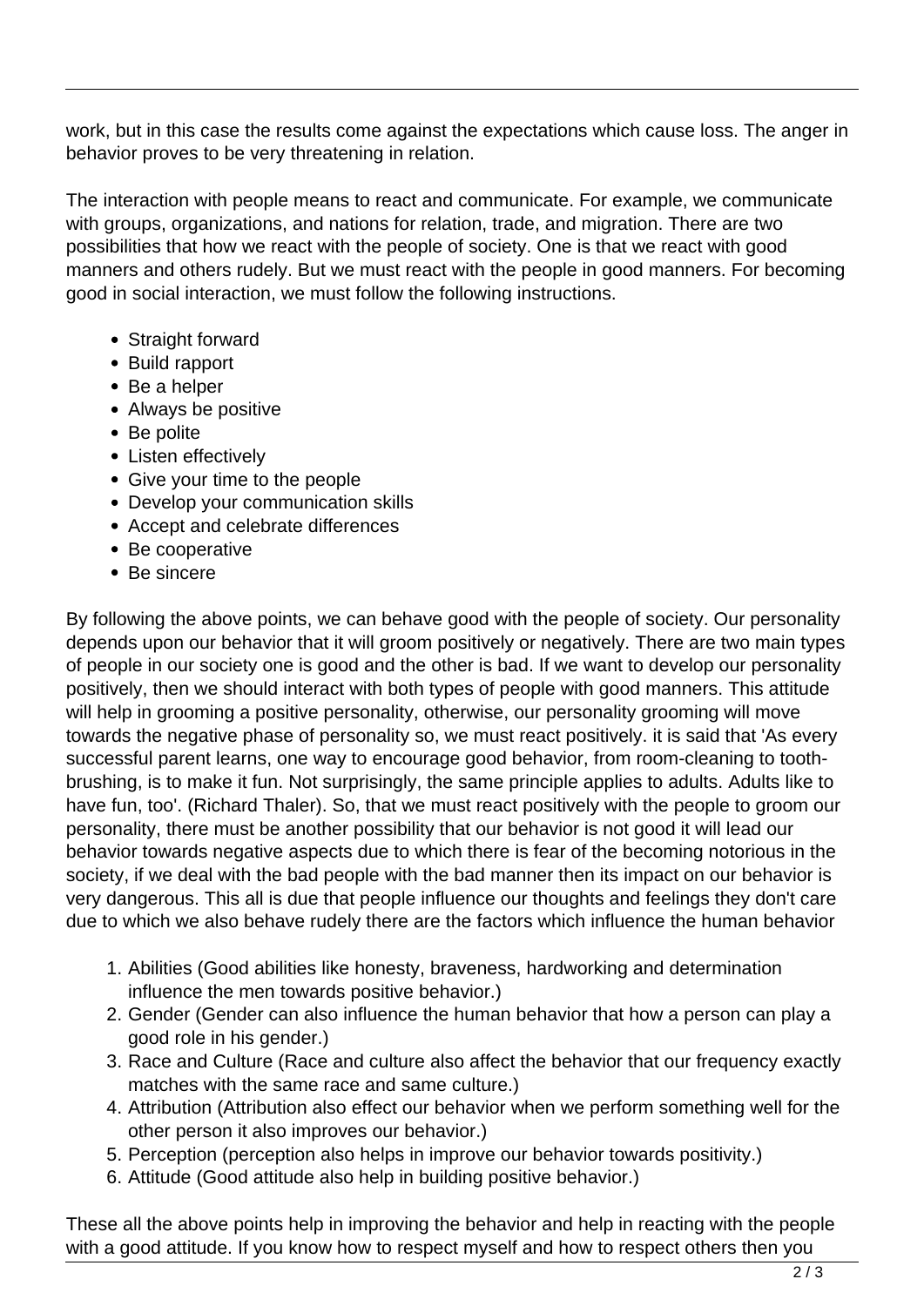work, but in this case the results come against the expectations which cause loss. The anger in behavior proves to be very threatening in relation.

The interaction with people means to react and communicate. For example, we communicate with groups, organizations, and nations for relation, trade, and migration. There are two possibilities that how we react with the people of society. One is that we react with good manners and others rudely. But we must react with the people in good manners. For becoming good in social interaction, we must follow the following instructions.

- Straight forward
- Build rapport
- Be a helper
- Always be positive
- Be polite
- Listen effectively
- Give your time to the people
- Develop your communication skills
- Accept and celebrate differences
- Be cooperative
- Be sincere

By following the above points, we can behave good with the people of society. Our personality depends upon our behavior that it will groom positively or negatively. There are two main types of people in our society one is good and the other is bad. If we want to develop our personality positively, then we should interact with both types of people with good manners. This attitude will help in grooming a positive personality, otherwise, our personality grooming will move towards the negative phase of personality so, we must react positively. it is said that 'As every successful parent learns, one way to encourage good behavior, from room-cleaning to tooth-brushing, is to make it fun. Not surprisingly, the same principle applies to adults. Adults like to have fun, too'. (Richard Thaler). So, that we must react positively with the people to groom our personality, there must be another possibility that our behavior is not good it will lead our behavior towards negative aspects due to which there is fear of the becoming notorious in the society, if we deal with the bad people with the bad manner then its impact on our behavior is very dangerous. This all is due that people influence our thoughts and feelings they don't care due to which we also behave rudely there are the factors which influence the human behavior

1. Abilities (Good abilities like honesty, braveness, hardworking and determination influence the men towards positive behavior.)
2. Gender (Gender can also influence the human behavior that how a person can play a good role in his gender.)
3. Race and Culture (Race and culture also affect the behavior that our frequency exactly matches with the same race and same culture.)
4. Attribution (Attribution also effect our behavior when we perform something well for the other person it also improves our behavior.)
5. Perception (perception also helps in improve our behavior towards positivity.)
6. Attitude (Good attitude also help in building positive behavior.)

These all the above points help in improving the behavior and help in reacting with the people with a good attitude. If you know how to respect myself and how to respect others then you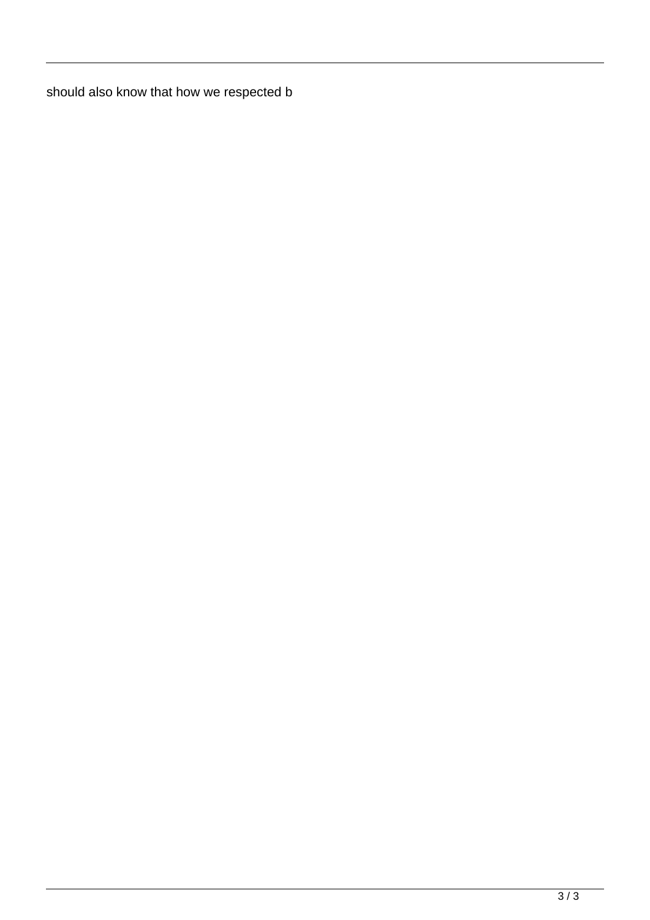should also know that how we respected b